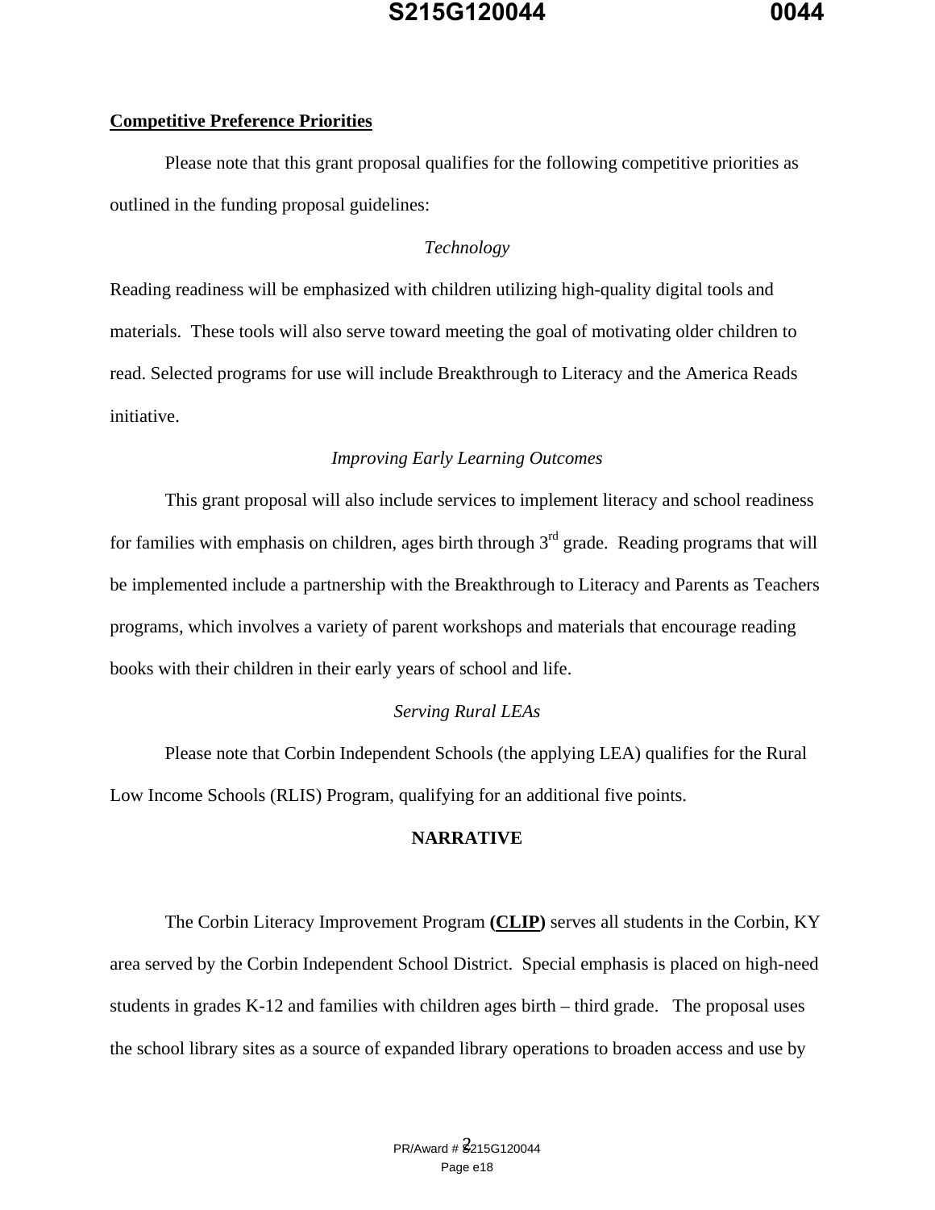**Competitive Preference Priorities**

Please note that this grant proposal qualifies for the following competitive priorities as outlined in the funding proposal guidelines:

*Technology*

Reading readiness will be emphasized with children utilizing high-quality digital tools and materials. These tools will also serve toward meeting the goal of motivating older children to read. Selected programs for use will include Breakthrough to Literacy and the America Reads initiative.

*Improving Early Learning Outcomes*

This grant proposal will also include services to implement literacy and school readiness for families with emphasis on children, ages birth through 3rd grade. Reading programs that will be implemented include a partnership with the Breakthrough to Literacy and Parents as Teachers programs, which involves a variety of parent workshops and materials that encourage reading books with their children in their early years of school and life.

*Serving Rural LEAs*

Please note that Corbin Independent Schools (the applying LEA) qualifies for the Rural Low Income Schools (RLIS) Program, qualifying for an additional five points.

## NARRATIVE

The Corbin Literacy Improvement Program **(CLIP)** serves all students in the Corbin, KY area served by the Corbin Independent School District. Special emphasis is placed on high-need students in grades K-12 and families with children ages birth – third grade. The proposal uses the school library sites as a source of expanded library operations to broaden access and use by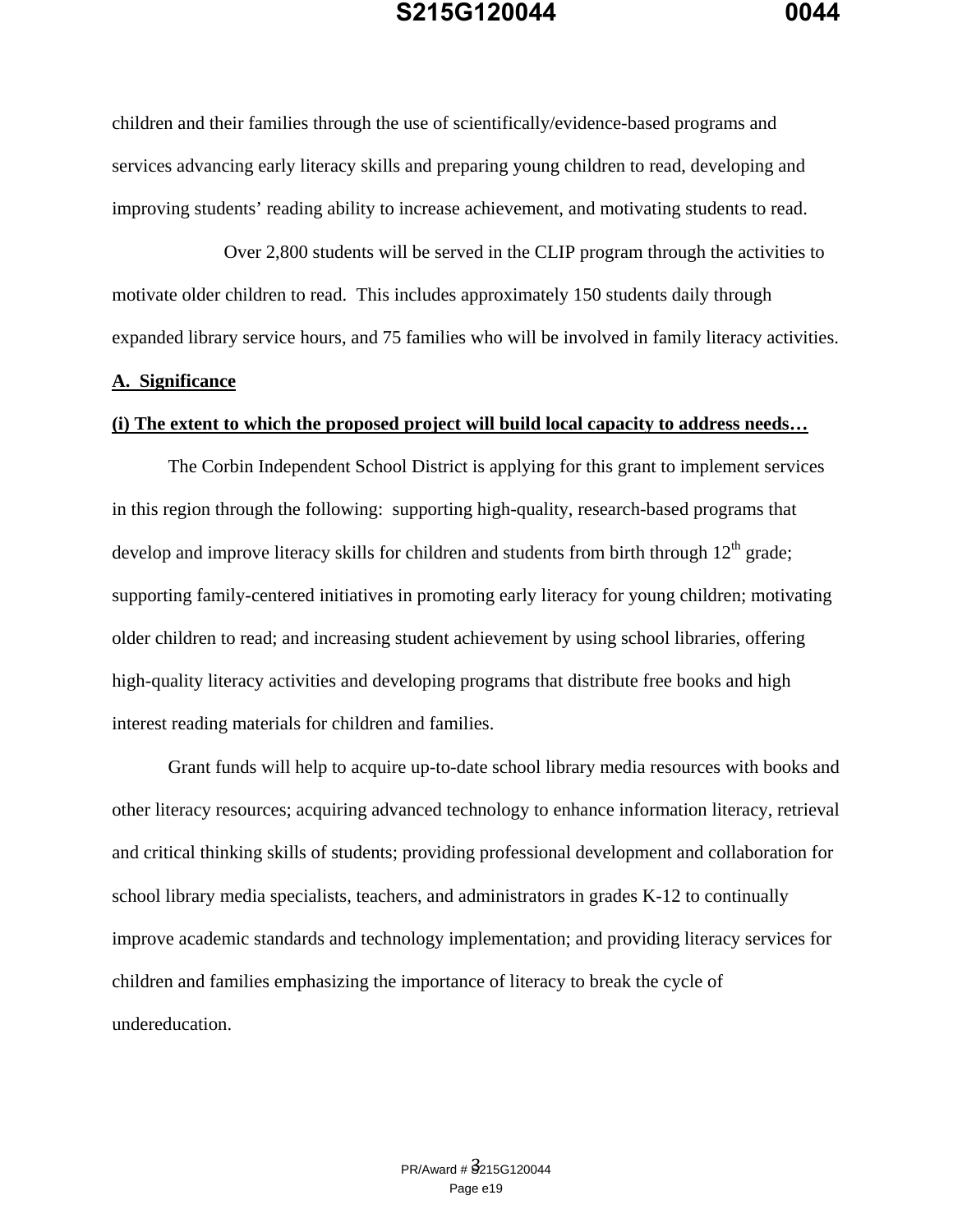children and their families through the use of scientifically/evidence-based programs and services advancing early literacy skills and preparing young children to read, developing and improving students' reading ability to increase achievement, and motivating students to read.

Over 2,800 students will be served in the CLIP program through the activities to motivate older children to read. This includes approximately 150 students daily through expanded library service hours, and 75 families who will be involved in family literacy activities.

**A. Significance**

**(i) The extent to which the proposed project will build local capacity to address needs…**

The Corbin Independent School District is applying for this grant to implement services in this region through the following: supporting high-quality, research-based programs that develop and improve literacy skills for children and students from birth through 12th grade; supporting family-centered initiatives in promoting early literacy for young children; motivating older children to read; and increasing student achievement by using school libraries, offering high-quality literacy activities and developing programs that distribute free books and high interest reading materials for children and families.

Grant funds will help to acquire up-to-date school library media resources with books and other literacy resources; acquiring advanced technology to enhance information literacy, retrieval and critical thinking skills of students; providing professional development and collaboration for school library media specialists, teachers, and administrators in grades K-12 to continually improve academic standards and technology implementation; and providing literacy services for children and families emphasizing the importance of literacy to break the cycle of undereducation.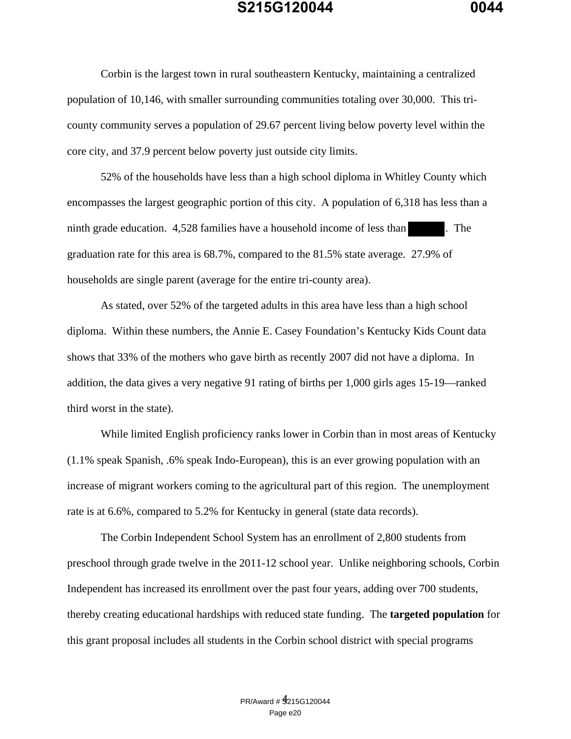Corbin is the largest town in rural southeastern Kentucky, maintaining a centralized population of 10,146, with smaller surrounding communities totaling over 30,000. This tri-county community serves a population of 29.67 percent living below poverty level within the core city, and 37.9 percent below poverty just outside city limits.

52% of the households have less than a high school diploma in Whitley County which encompasses the largest geographic portion of this city. A population of 6,318 has less than a ninth grade education. 4,528 families have a household income of less than [redacted]. The graduation rate for this area is 68.7%, compared to the 81.5% state average. 27.9% of households are single parent (average for the entire tri-county area).

As stated, over 52% of the targeted adults in this area have less than a high school diploma. Within these numbers, the Annie E. Casey Foundation's Kentucky Kids Count data shows that 33% of the mothers who gave birth as recently 2007 did not have a diploma. In addition, the data gives a very negative 91 rating of births per 1,000 girls ages 15-19—ranked third worst in the state).

While limited English proficiency ranks lower in Corbin than in most areas of Kentucky (1.1% speak Spanish, .6% speak Indo-European), this is an ever growing population with an increase of migrant workers coming to the agricultural part of this region. The unemployment rate is at 6.6%, compared to 5.2% for Kentucky in general (state data records).

The Corbin Independent School System has an enrollment of 2,800 students from preschool through grade twelve in the 2011-12 school year. Unlike neighboring schools, Corbin Independent has increased its enrollment over the past four years, adding over 700 students, thereby creating educational hardships with reduced state funding. The **targeted population** for this grant proposal includes all students in the Corbin school district with special programs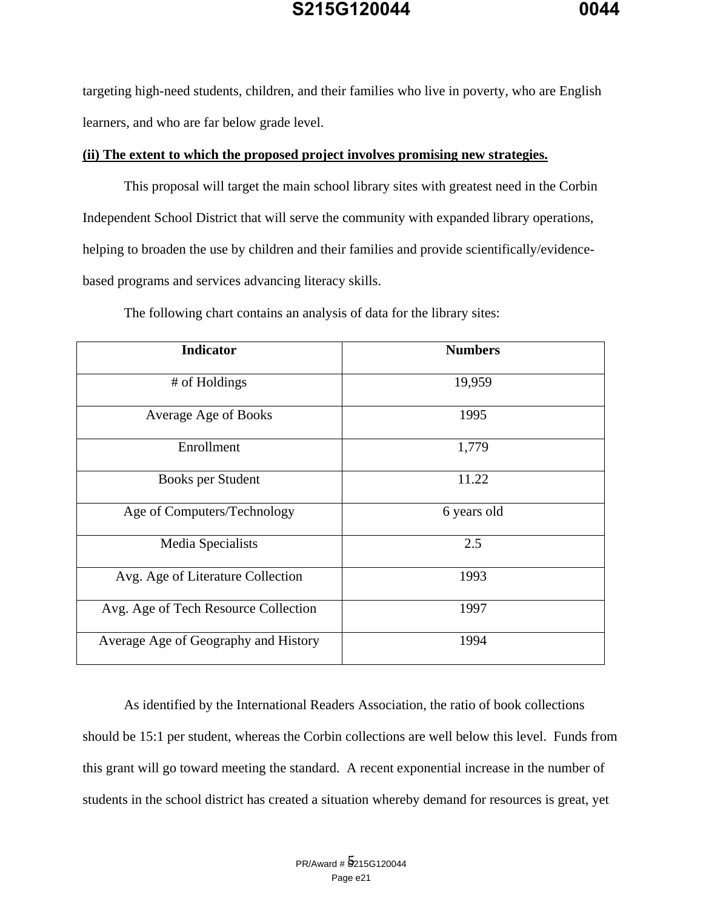targeting high-need students, children, and their families who live in poverty, who are English learners, and who are far below grade level.

**(ii) The extent to which the proposed project involves promising new strategies.**

This proposal will target the main school library sites with greatest need in the Corbin Independent School District that will serve the community with expanded library operations, helping to broaden the use by children and their families and provide scientifically/evidence-based programs and services advancing literacy skills.

The following chart contains an analysis of data for the library sites:

| Indicator | Numbers |
|---|---|
| # of Holdings | 19,959 |
| Average Age of Books | 1995 |
| Enrollment | 1,779 |
| Books per Student | 11.22 |
| Age of Computers/Technology | 6 years old |
| Media Specialists | 2.5 |
| Avg. Age of Literature Collection | 1993 |
| Avg. Age of Tech Resource Collection | 1997 |
| Average Age of Geography and History | 1994 |

As identified by the International Readers Association, the ratio of book collections should be 15:1 per student, whereas the Corbin collections are well below this level. Funds from this grant will go toward meeting the standard. A recent exponential increase in the number of students in the school district has created a situation whereby demand for resources is great, yet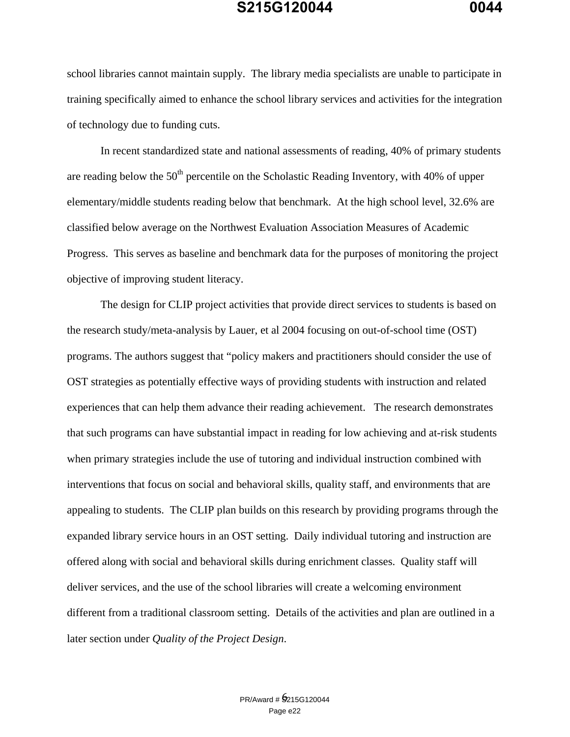school libraries cannot maintain supply. The library media specialists are unable to participate in training specifically aimed to enhance the school library services and activities for the integration of technology due to funding cuts.

In recent standardized state and national assessments of reading, 40% of primary students are reading below the 50th percentile on the Scholastic Reading Inventory, with 40% of upper elementary/middle students reading below that benchmark. At the high school level, 32.6% are classified below average on the Northwest Evaluation Association Measures of Academic Progress. This serves as baseline and benchmark data for the purposes of monitoring the project objective of improving student literacy.

The design for CLIP project activities that provide direct services to students is based on the research study/meta-analysis by Lauer, et al 2004 focusing on out-of-school time (OST) programs. The authors suggest that "policy makers and practitioners should consider the use of OST strategies as potentially effective ways of providing students with instruction and related experiences that can help them advance their reading achievement. The research demonstrates that such programs can have substantial impact in reading for low achieving and at-risk students when primary strategies include the use of tutoring and individual instruction combined with interventions that focus on social and behavioral skills, quality staff, and environments that are appealing to students. The CLIP plan builds on this research by providing programs through the expanded library service hours in an OST setting. Daily individual tutoring and instruction are offered along with social and behavioral skills during enrichment classes. Quality staff will deliver services, and the use of the school libraries will create a welcoming environment different from a traditional classroom setting. Details of the activities and plan are outlined in a later section under *Quality of the Project Design*.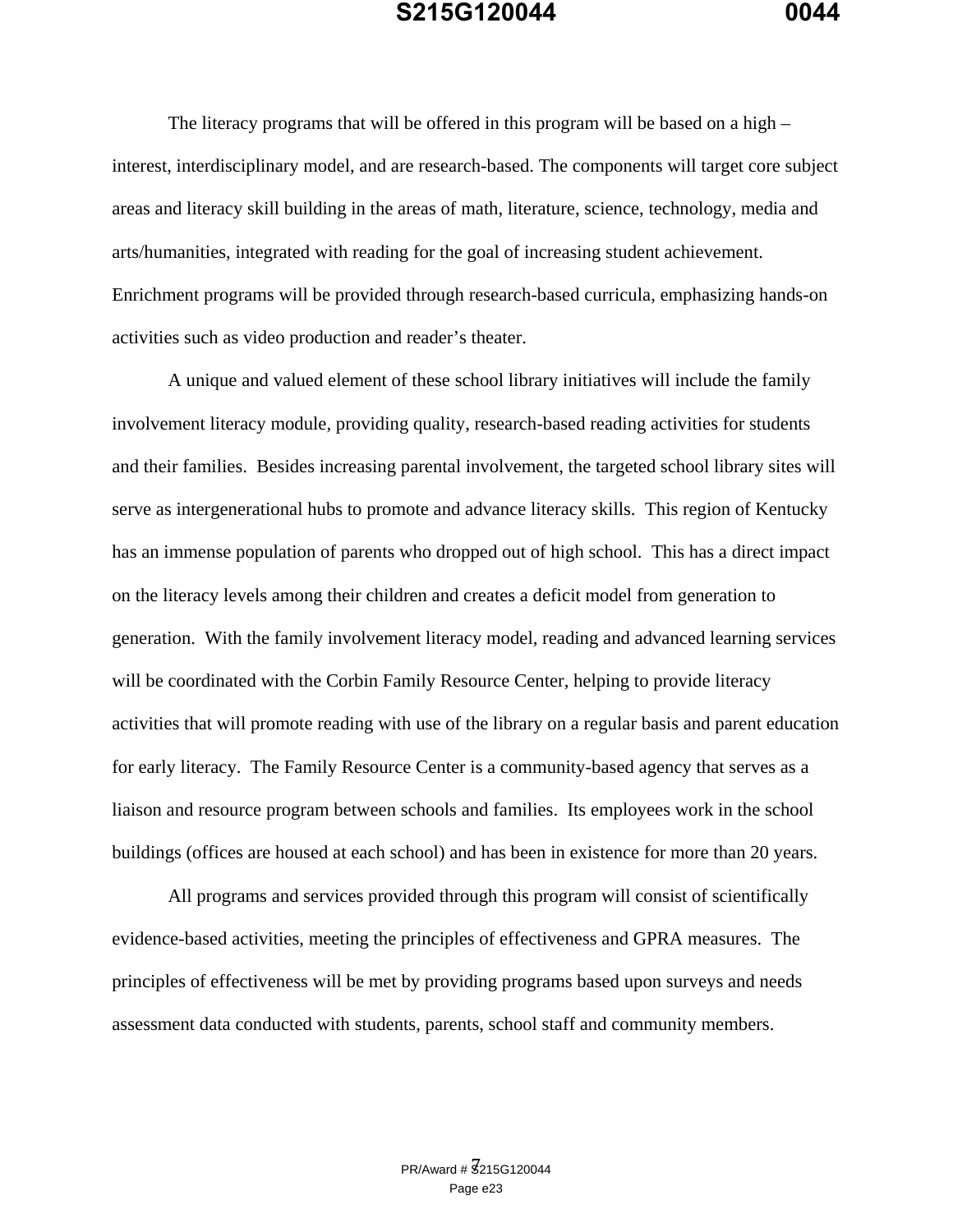The literacy programs that will be offered in this program will be based on a high – interest, interdisciplinary model, and are research-based. The components will target core subject areas and literacy skill building in the areas of math, literature, science, technology, media and arts/humanities, integrated with reading for the goal of increasing student achievement. Enrichment programs will be provided through research-based curricula, emphasizing hands-on activities such as video production and reader's theater.

A unique and valued element of these school library initiatives will include the family involvement literacy module, providing quality, research-based reading activities for students and their families. Besides increasing parental involvement, the targeted school library sites will serve as intergenerational hubs to promote and advance literacy skills. This region of Kentucky has an immense population of parents who dropped out of high school. This has a direct impact on the literacy levels among their children and creates a deficit model from generation to generation. With the family involvement literacy model, reading and advanced learning services will be coordinated with the Corbin Family Resource Center, helping to provide literacy activities that will promote reading with use of the library on a regular basis and parent education for early literacy. The Family Resource Center is a community-based agency that serves as a liaison and resource program between schools and families. Its employees work in the school buildings (offices are housed at each school) and has been in existence for more than 20 years.

All programs and services provided through this program will consist of scientifically evidence-based activities, meeting the principles of effectiveness and GPRA measures. The principles of effectiveness will be met by providing programs based upon surveys and needs assessment data conducted with students, parents, school staff and community members.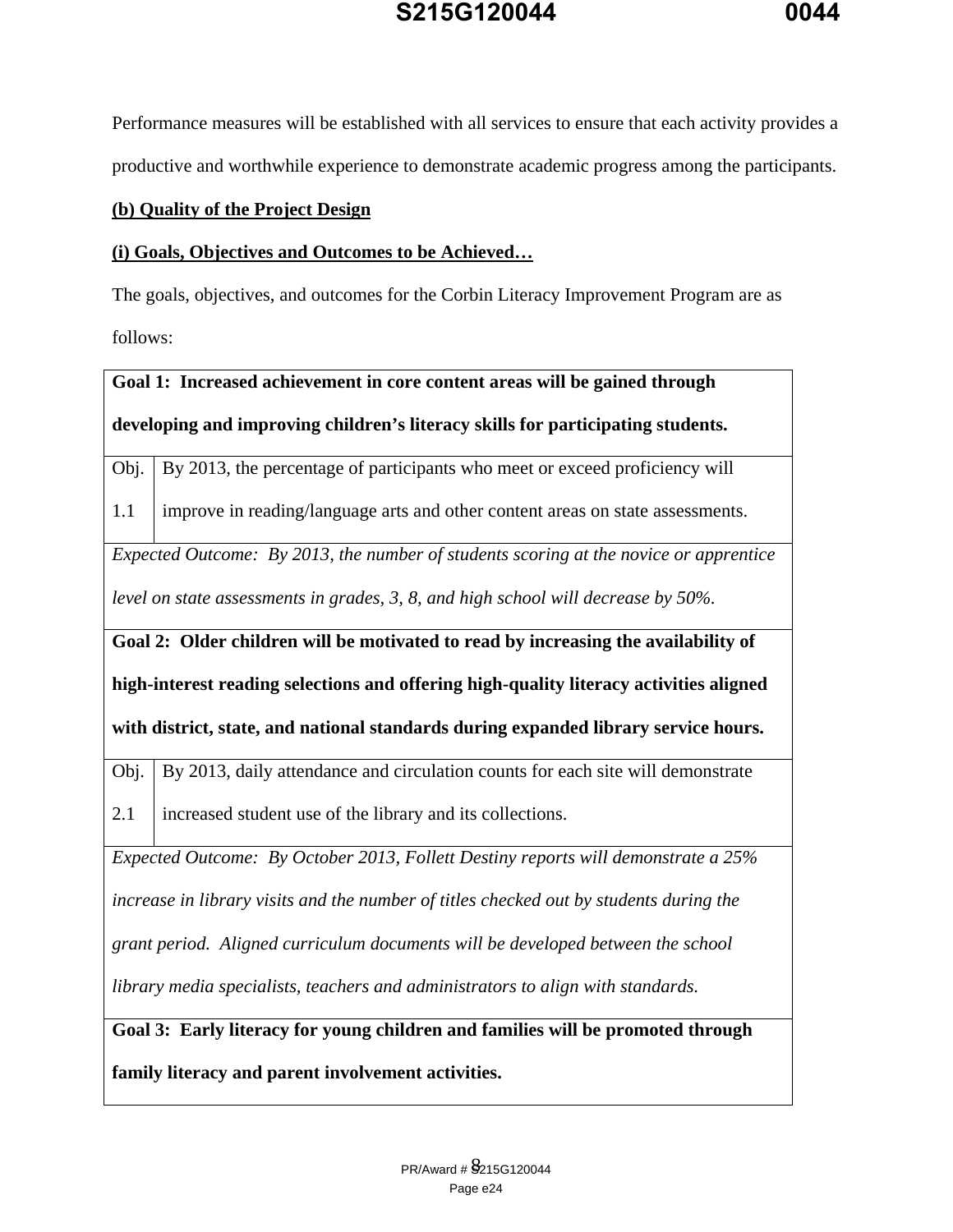Performance measures will be established with all services to ensure that each activity provides a productive and worthwhile experience to demonstrate academic progress among the participants.

**(b) Quality of the Project Design**

**(i) Goals, Objectives and Outcomes to be Achieved…**

The goals, objectives, and outcomes for the Corbin Literacy Improvement Program are as follows:

| | |
|---|---|
| **Goal 1: Increased achievement in core content areas will be gained through developing and improving children's literacy skills for participating students.** | |
| Obj. 1.1 | By 2013, the percentage of participants who meet or exceed proficiency will improve in reading/language arts and other content areas on state assessments. |
| *Expected Outcome: By 2013, the number of students scoring at the novice or apprentice level on state assessments in grades, 3, 8, and high school will decrease by 50%.* | |
| **Goal 2: Older children will be motivated to read by increasing the availability of high-interest reading selections and offering high-quality literacy activities aligned with district, state, and national standards during expanded library service hours.** | |
| Obj. 2.1 | By 2013, daily attendance and circulation counts for each site will demonstrate increased student use of the library and its collections. |
| *Expected Outcome: By October 2013, Follett Destiny reports will demonstrate a 25% increase in library visits and the number of titles checked out by students during the grant period. Aligned curriculum documents will be developed between the school library media specialists, teachers and administrators to align with standards.* | |
| **Goal 3: Early literacy for young children and families will be promoted through family literacy and parent involvement activities.** | |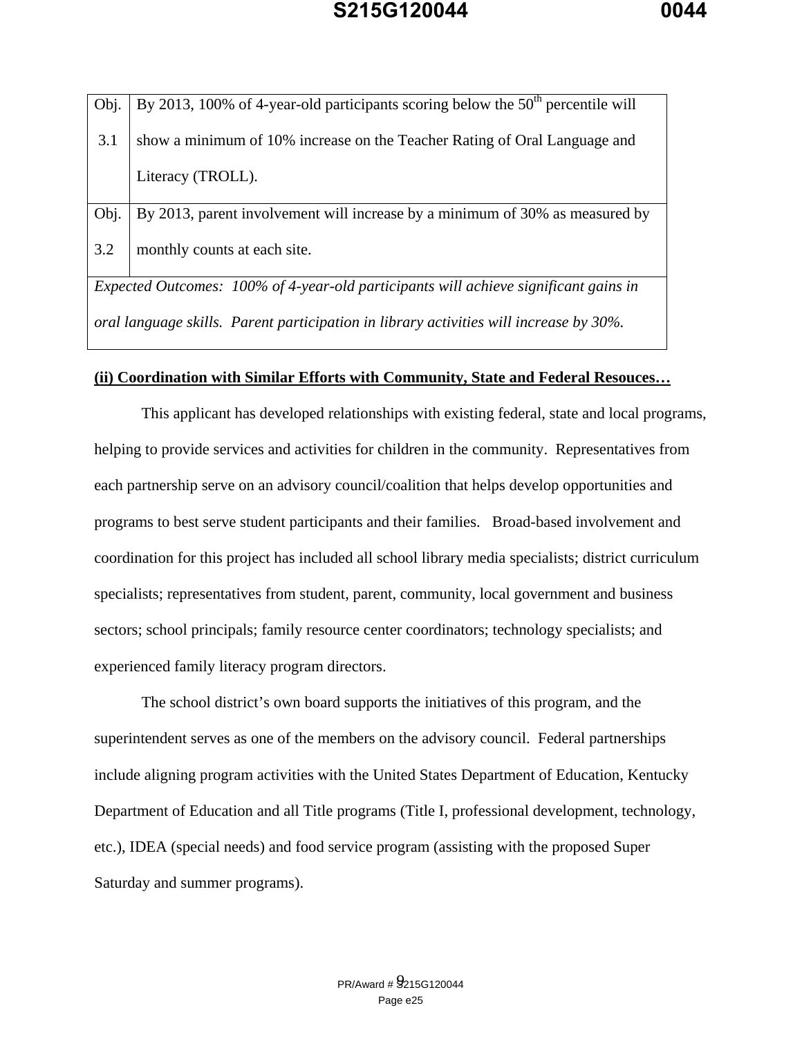| Obj. 3.1 | By 2013, 100% of 4-year-old participants scoring below the 50th percentile will show a minimum of 10% increase on the Teacher Rating of Oral Language and Literacy (TROLL). |
|---|---|
| Obj. 3.2 | By 2013, parent involvement will increase by a minimum of 30% as measured by monthly counts at each site. |
| *Expected Outcomes: 100% of 4-year-old participants will achieve significant gains in oral language skills. Parent participation in library activities will increase by 30%.* | |

**(ii) Coordination with Similar Efforts with Community, State and Federal Resouces…**

This applicant has developed relationships with existing federal, state and local programs, helping to provide services and activities for children in the community. Representatives from each partnership serve on an advisory council/coalition that helps develop opportunities and programs to best serve student participants and their families. Broad-based involvement and coordination for this project has included all school library media specialists; district curriculum specialists; representatives from student, parent, community, local government and business sectors; school principals; family resource center coordinators; technology specialists; and experienced family literacy program directors.

The school district's own board supports the initiatives of this program, and the superintendent serves as one of the members on the advisory council. Federal partnerships include aligning program activities with the United States Department of Education, Kentucky Department of Education and all Title programs (Title I, professional development, technology, etc.), IDEA (special needs) and food service program (assisting with the proposed Super Saturday and summer programs).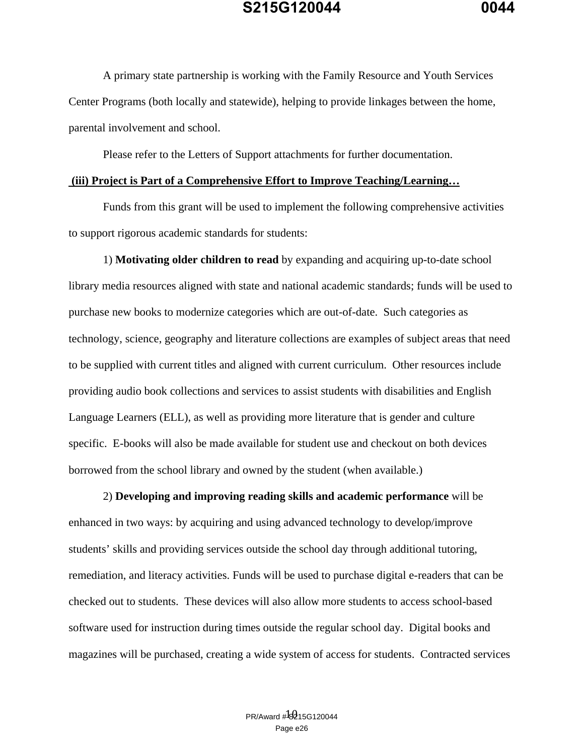A primary state partnership is working with the Family Resource and Youth Services Center Programs (both locally and statewide), helping to provide linkages between the home, parental involvement and school.

Please refer to the Letters of Support attachments for further documentation.

**(iii) Project is Part of a Comprehensive Effort to Improve Teaching/Learning…**

Funds from this grant will be used to implement the following comprehensive activities to support rigorous academic standards for students:

1) **Motivating older children to read** by expanding and acquiring up-to-date school library media resources aligned with state and national academic standards; funds will be used to purchase new books to modernize categories which are out-of-date. Such categories as technology, science, geography and literature collections are examples of subject areas that need to be supplied with current titles and aligned with current curriculum. Other resources include providing audio book collections and services to assist students with disabilities and English Language Learners (ELL), as well as providing more literature that is gender and culture specific. E-books will also be made available for student use and checkout on both devices borrowed from the school library and owned by the student (when available.)

2) **Developing and improving reading skills and academic performance** will be enhanced in two ways: by acquiring and using advanced technology to develop/improve students' skills and providing services outside the school day through additional tutoring, remediation, and literacy activities. Funds will be used to purchase digital e-readers that can be checked out to students. These devices will also allow more students to access school-based software used for instruction during times outside the regular school day. Digital books and magazines will be purchased, creating a wide system of access for students. Contracted services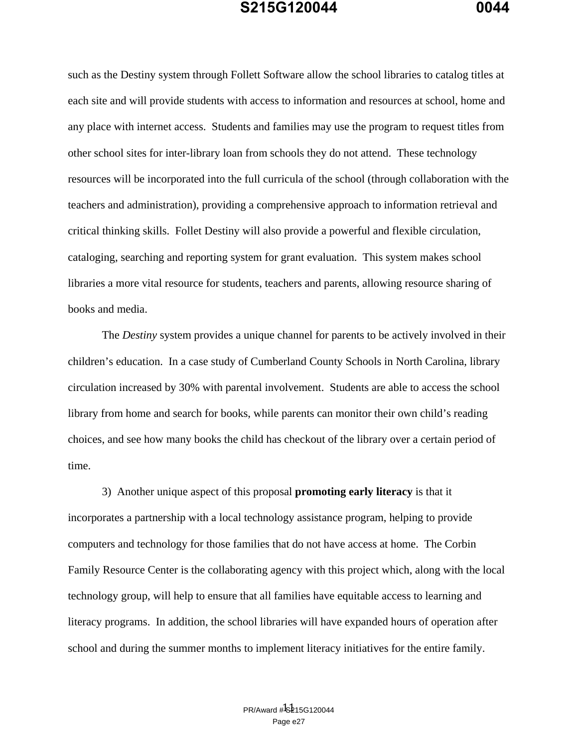such as the Destiny system through Follett Software allow the school libraries to catalog titles at each site and will provide students with access to information and resources at school, home and any place with internet access. Students and families may use the program to request titles from other school sites for inter-library loan from schools they do not attend. These technology resources will be incorporated into the full curricula of the school (through collaboration with the teachers and administration), providing a comprehensive approach to information retrieval and critical thinking skills. Follet Destiny will also provide a powerful and flexible circulation, cataloging, searching and reporting system for grant evaluation. This system makes school libraries a more vital resource for students, teachers and parents, allowing resource sharing of books and media.

The *Destiny* system provides a unique channel for parents to be actively involved in their children's education. In a case study of Cumberland County Schools in North Carolina, library circulation increased by 30% with parental involvement. Students are able to access the school library from home and search for books, while parents can monitor their own child's reading choices, and see how many books the child has checkout of the library over a certain period of time.

3) Another unique aspect of this proposal **promoting early literacy** is that it incorporates a partnership with a local technology assistance program, helping to provide computers and technology for those families that do not have access at home. The Corbin Family Resource Center is the collaborating agency with this project which, along with the local technology group, will help to ensure that all families have equitable access to learning and literacy programs. In addition, the school libraries will have expanded hours of operation after school and during the summer months to implement literacy initiatives for the entire family.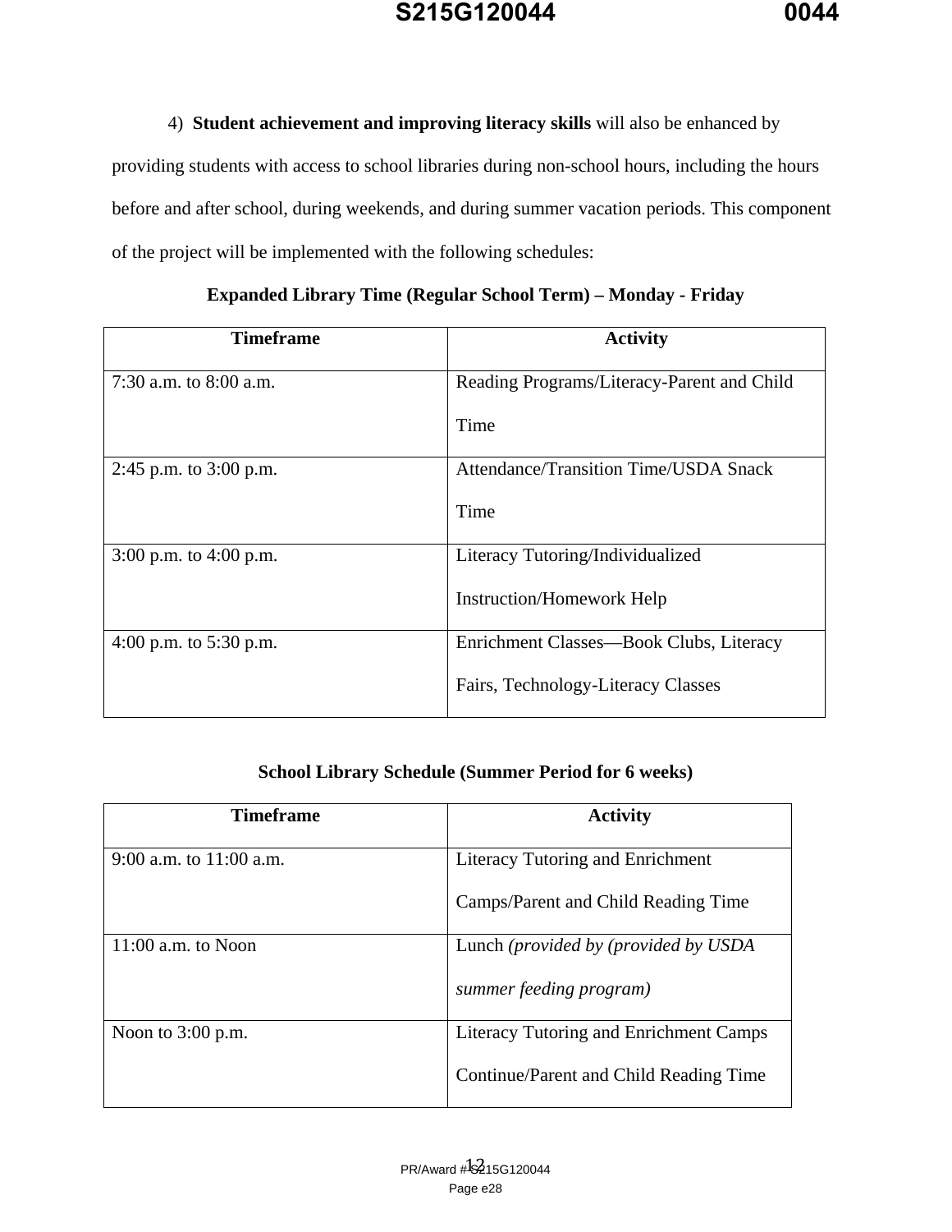4) **Student achievement and improving literacy skills** will also be enhanced by providing students with access to school libraries during non-school hours, including the hours before and after school, during weekends, and during summer vacation periods. This component of the project will be implemented with the following schedules:

**Expanded Library Time (Regular School Term) – Monday - Friday**

| Timeframe | Activity |
|---|---|
| 7:30 a.m. to 8:00 a.m. | Reading Programs/Literacy-Parent and Child Time |
| 2:45 p.m. to 3:00 p.m. | Attendance/Transition Time/USDA Snack Time |
| 3:00 p.m. to 4:00 p.m. | Literacy Tutoring/Individualized Instruction/Homework Help |
| 4:00 p.m. to 5:30 p.m. | Enrichment Classes—Book Clubs, Literacy Fairs, Technology-Literacy Classes |

**School Library Schedule (Summer Period for 6 weeks)**

| Timeframe | Activity |
|---|---|
| 9:00 a.m. to 11:00 a.m. | Literacy Tutoring and Enrichment Camps/Parent and Child Reading Time |
| 11:00 a.m. to Noon | Lunch *(provided by (provided by USDA summer feeding program)* |
| Noon to 3:00 p.m. | Literacy Tutoring and Enrichment Camps Continue/Parent and Child Reading Time |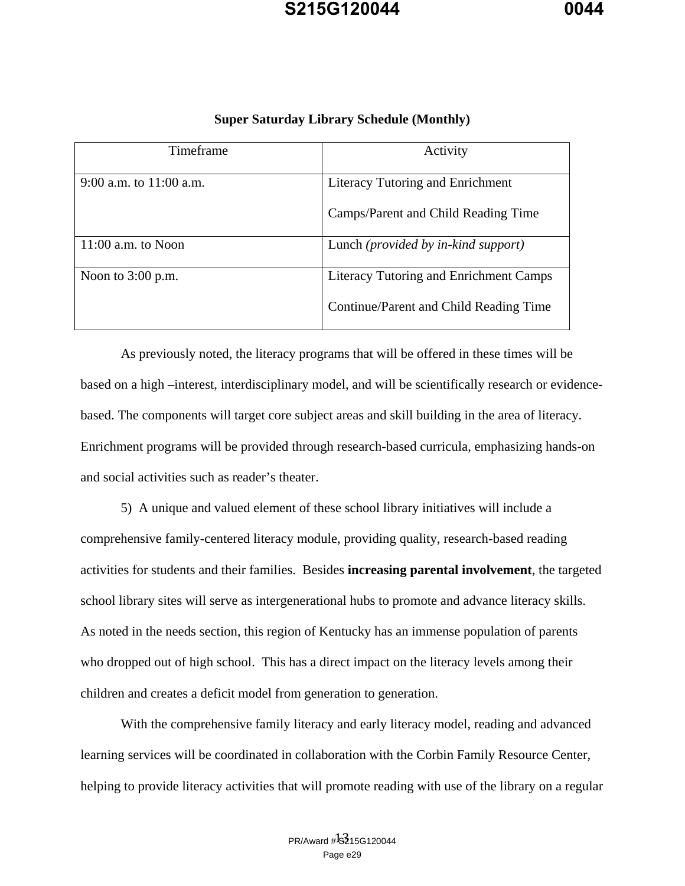**Super Saturday Library Schedule (Monthly)**

| Timeframe | Activity |
|---|---|
| 9:00 a.m. to 11:00 a.m. | Literacy Tutoring and Enrichment Camps/Parent and Child Reading Time |
| 11:00 a.m. to Noon | Lunch *(provided by in-kind support)* |
| Noon to 3:00 p.m. | Literacy Tutoring and Enrichment Camps Continue/Parent and Child Reading Time |

As previously noted, the literacy programs that will be offered in these times will be based on a high –interest, interdisciplinary model, and will be scientifically research or evidence-based. The components will target core subject areas and skill building in the area of literacy. Enrichment programs will be provided through research-based curricula, emphasizing hands-on and social activities such as reader's theater.

5) A unique and valued element of these school library initiatives will include a comprehensive family-centered literacy module, providing quality, research-based reading activities for students and their families. Besides **increasing parental involvement**, the targeted school library sites will serve as intergenerational hubs to promote and advance literacy skills. As noted in the needs section, this region of Kentucky has an immense population of parents who dropped out of high school. This has a direct impact on the literacy levels among their children and creates a deficit model from generation to generation.

With the comprehensive family literacy and early literacy model, reading and advanced learning services will be coordinated in collaboration with the Corbin Family Resource Center, helping to provide literacy activities that will promote reading with use of the library on a regular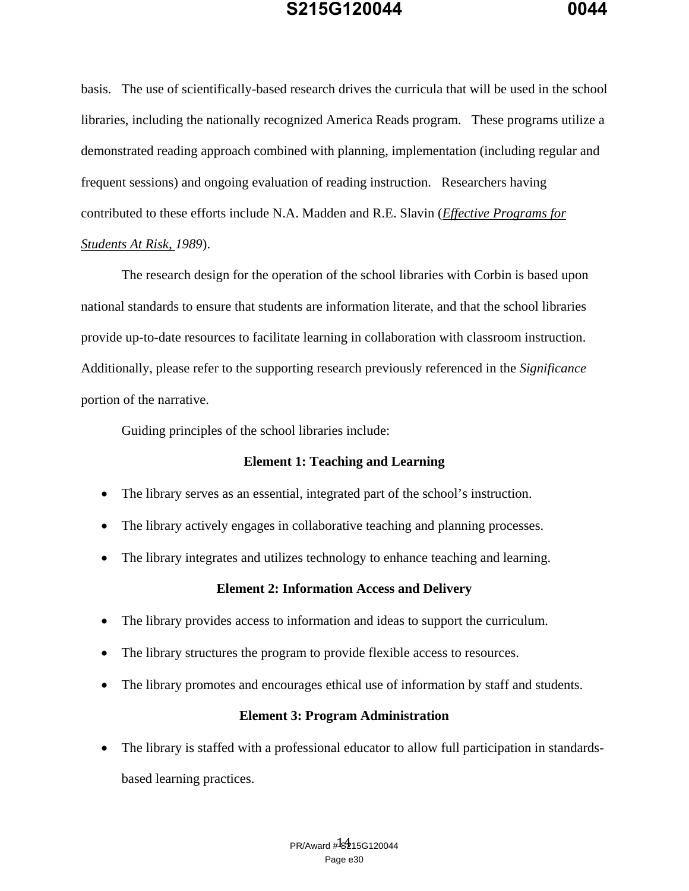basis. The use of scientifically-based research drives the curricula that will be used in the school libraries, including the nationally recognized America Reads program. These programs utilize a demonstrated reading approach combined with planning, implementation (including regular and frequent sessions) and ongoing evaluation of reading instruction. Researchers having contributed to these efforts include N.A. Madden and R.E. Slavin (*Effective Programs for Students At Risk, 1989*).

The research design for the operation of the school libraries with Corbin is based upon national standards to ensure that students are information literate, and that the school libraries provide up-to-date resources to facilitate learning in collaboration with classroom instruction. Additionally, please refer to the supporting research previously referenced in the *Significance* portion of the narrative.

Guiding principles of the school libraries include:

**Element 1: Teaching and Learning**

- The library serves as an essential, integrated part of the school's instruction.
- The library actively engages in collaborative teaching and planning processes.
- The library integrates and utilizes technology to enhance teaching and learning.

**Element 2: Information Access and Delivery**

- The library provides access to information and ideas to support the curriculum.
- The library structures the program to provide flexible access to resources.
- The library promotes and encourages ethical use of information by staff and students.

**Element 3: Program Administration**

- The library is staffed with a professional educator to allow full participation in standards-based learning practices.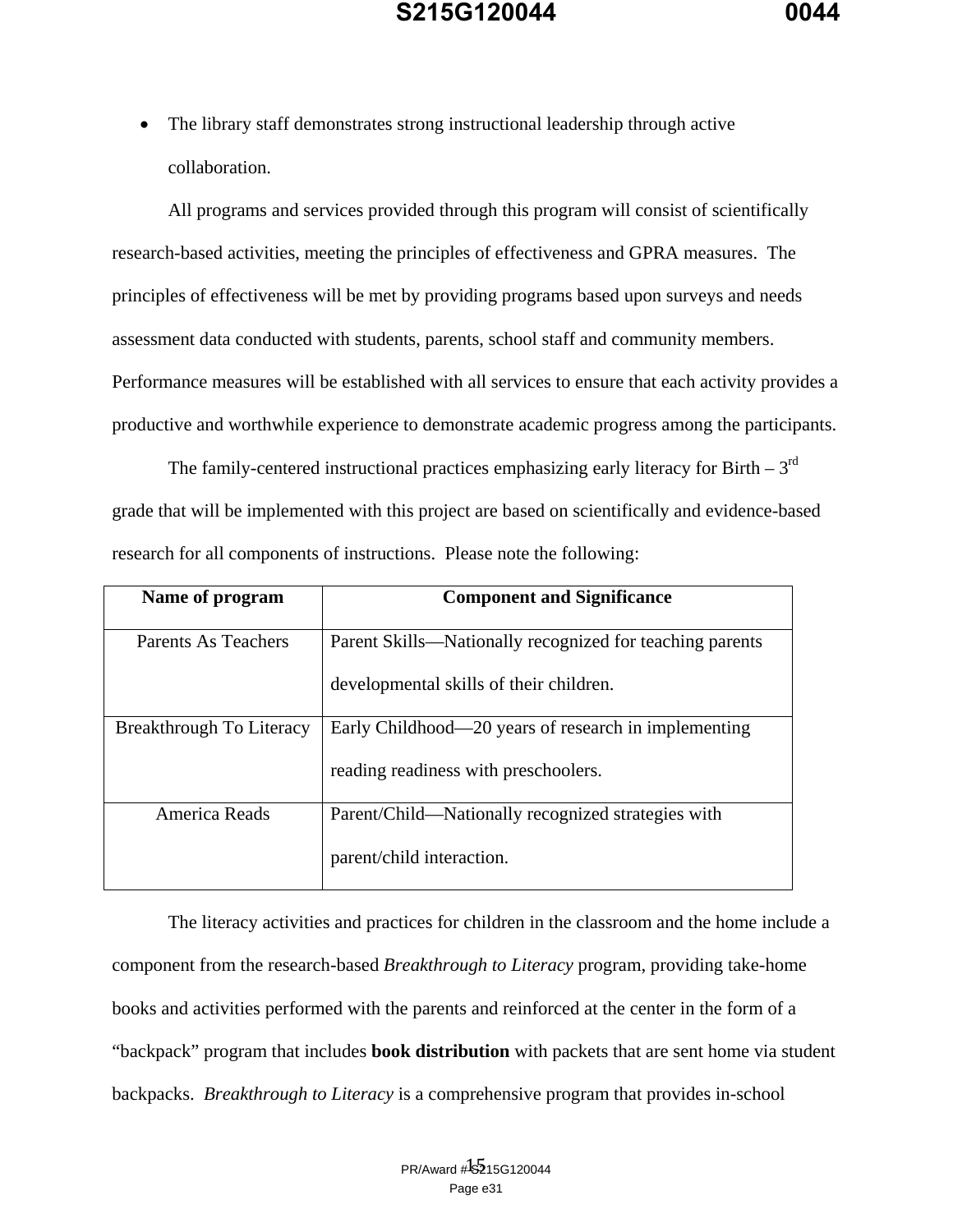- The library staff demonstrates strong instructional leadership through active collaboration.

All programs and services provided through this program will consist of scientifically research-based activities, meeting the principles of effectiveness and GPRA measures. The principles of effectiveness will be met by providing programs based upon surveys and needs assessment data conducted with students, parents, school staff and community members. Performance measures will be established with all services to ensure that each activity provides a productive and worthwhile experience to demonstrate academic progress among the participants.

The family-centered instructional practices emphasizing early literacy for Birth – 3rd grade that will be implemented with this project are based on scientifically and evidence-based research for all components of instructions. Please note the following:

| Name of program | Component and Significance |
| --- | --- |
| Parents As Teachers | Parent Skills—Nationally recognized for teaching parents developmental skills of their children. |
| Breakthrough To Literacy | Early Childhood—20 years of research in implementing reading readiness with preschoolers. |
| America Reads | Parent/Child—Nationally recognized strategies with parent/child interaction. |

The literacy activities and practices for children in the classroom and the home include a component from the research-based *Breakthrough to Literacy* program, providing take-home books and activities performed with the parents and reinforced at the center in the form of a "backpack" program that includes **book distribution** with packets that are sent home via student backpacks. *Breakthrough to Literacy* is a comprehensive program that provides in-school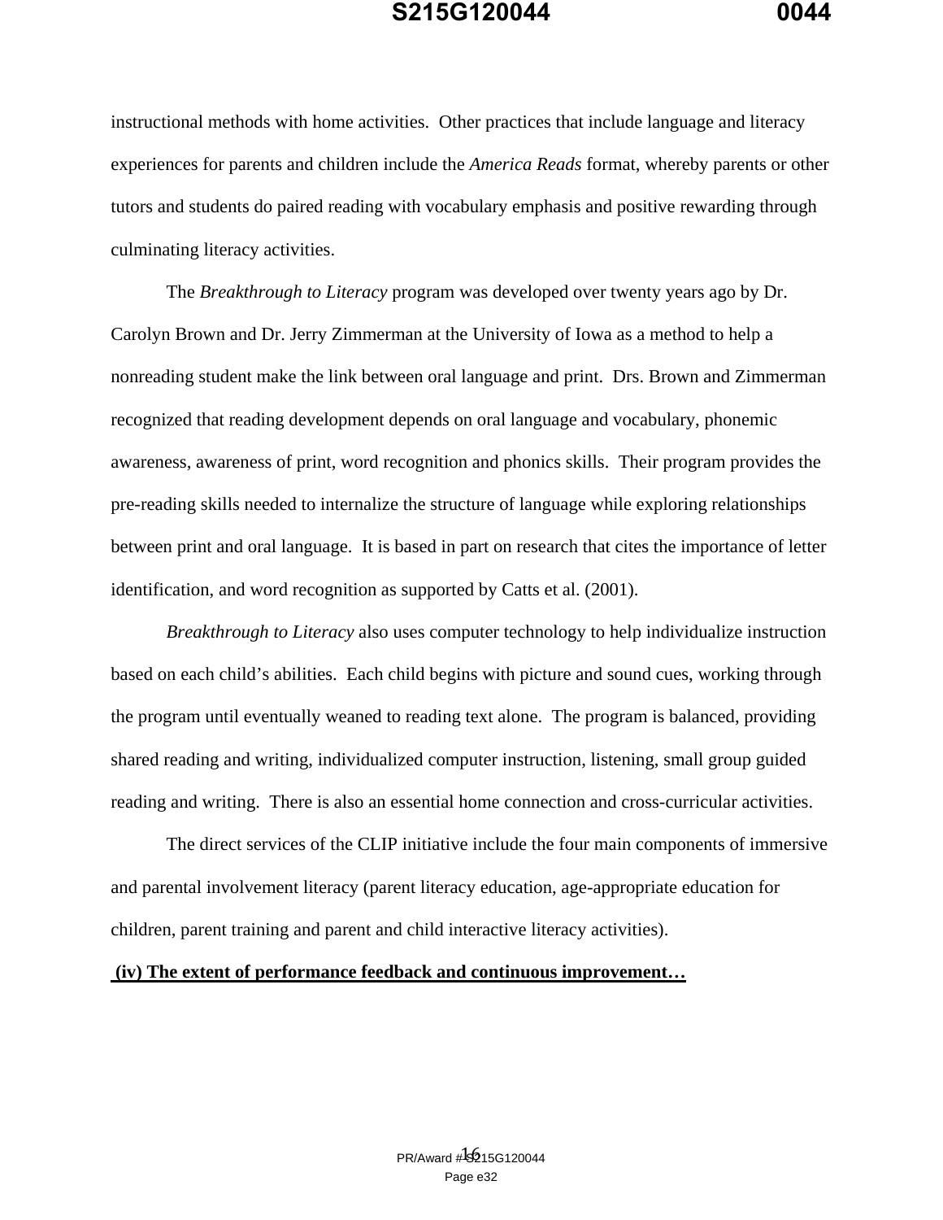instructional methods with home activities. Other practices that include language and literacy experiences for parents and children include the *America Reads* format, whereby parents or other tutors and students do paired reading with vocabulary emphasis and positive rewarding through culminating literacy activities.

The *Breakthrough to Literacy* program was developed over twenty years ago by Dr. Carolyn Brown and Dr. Jerry Zimmerman at the University of Iowa as a method to help a nonreading student make the link between oral language and print. Drs. Brown and Zimmerman recognized that reading development depends on oral language and vocabulary, phonemic awareness, awareness of print, word recognition and phonics skills. Their program provides the pre-reading skills needed to internalize the structure of language while exploring relationships between print and oral language. It is based in part on research that cites the importance of letter identification, and word recognition as supported by Catts et al. (2001).

*Breakthrough to Literacy* also uses computer technology to help individualize instruction based on each child's abilities. Each child begins with picture and sound cues, working through the program until eventually weaned to reading text alone. The program is balanced, providing shared reading and writing, individualized computer instruction, listening, small group guided reading and writing. There is also an essential home connection and cross-curricular activities.

The direct services of the CLIP initiative include the four main components of immersive and parental involvement literacy (parent literacy education, age-appropriate education for children, parent training and parent and child interactive literacy activities).

**(iv) The extent of performance feedback and continuous improvement…**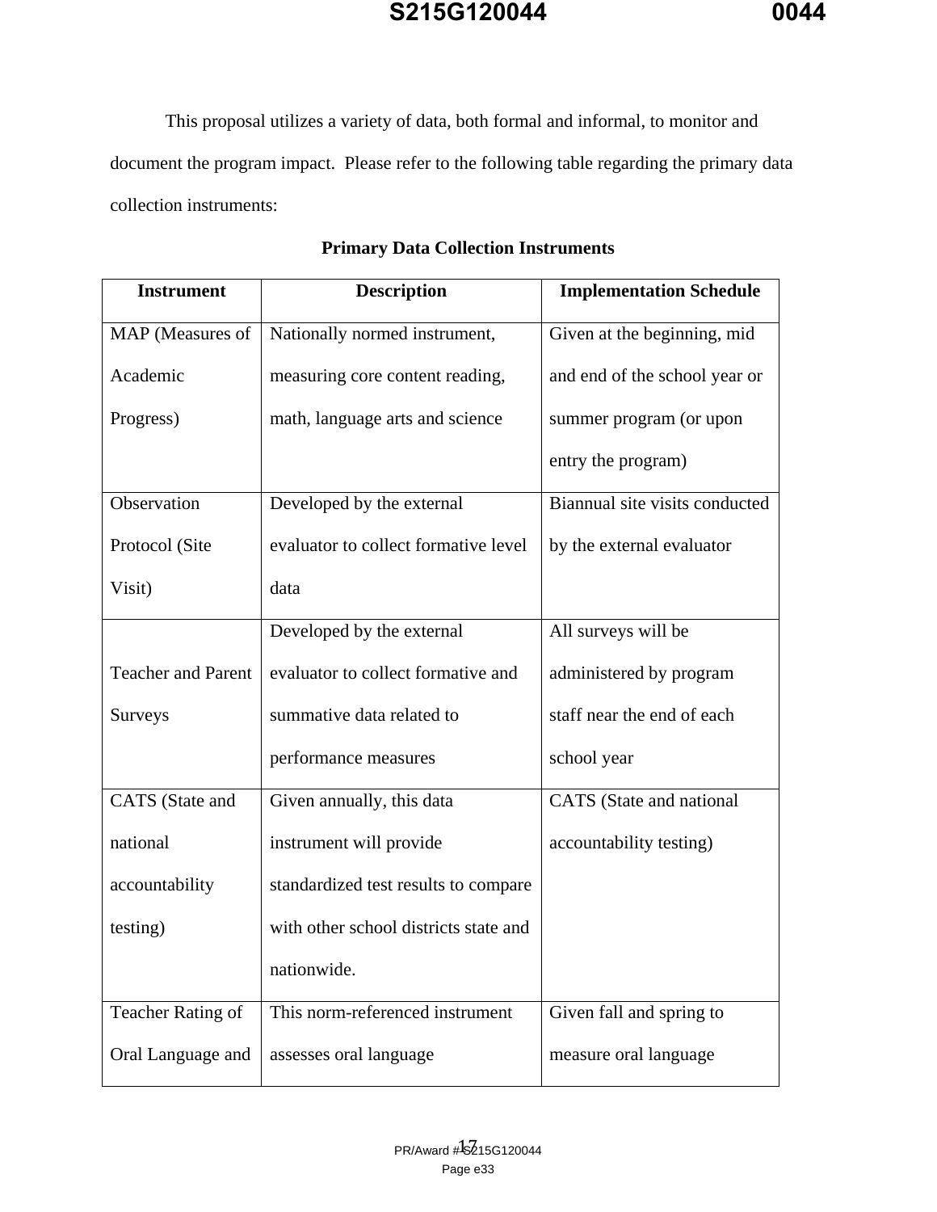This proposal utilizes a variety of data, both formal and informal, to monitor and document the program impact. Please refer to the following table regarding the primary data collection instruments:

**Primary Data Collection Instruments**

| Instrument | Description | Implementation Schedule |
|---|---|---|
| MAP (Measures of Academic Progress) | Nationally normed instrument, measuring core content reading, math, language arts and science | Given at the beginning, mid and end of the school year or summer program (or upon entry the program) |
| Observation Protocol (Site Visit) | Developed by the external evaluator to collect formative level data | Biannual site visits conducted by the external evaluator |
| Teacher and Parent Surveys | Developed by the external evaluator to collect formative and summative data related to performance measures | All surveys will be administered by program staff near the end of each school year |
| CATS (State and national accountability testing) | Given annually, this data instrument will provide standardized test results to compare with other school districts state and nationwide. | CATS (State and national accountability testing) |
| Teacher Rating of Oral Language and | This norm-referenced instrument assesses oral language | Given fall and spring to measure oral language |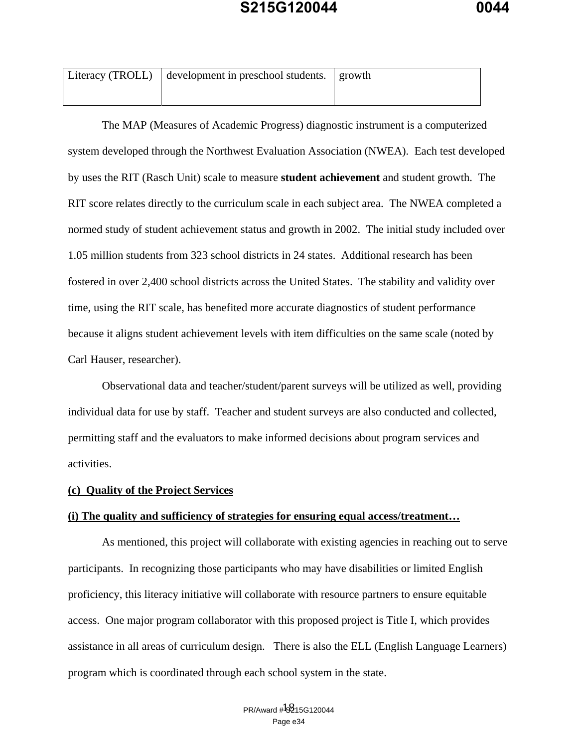| Literacy (TROLL) | development in preschool students. | growth |
|---|---|---|

The MAP (Measures of Academic Progress) diagnostic instrument is a computerized system developed through the Northwest Evaluation Association (NWEA). Each test developed by uses the RIT (Rasch Unit) scale to measure **student achievement** and student growth. The RIT score relates directly to the curriculum scale in each subject area. The NWEA completed a normed study of student achievement status and growth in 2002. The initial study included over 1.05 million students from 323 school districts in 24 states. Additional research has been fostered in over 2,400 school districts across the United States. The stability and validity over time, using the RIT scale, has benefited more accurate diagnostics of student performance because it aligns student achievement levels with item difficulties on the same scale (noted by Carl Hauser, researcher).

Observational data and teacher/student/parent surveys will be utilized as well, providing individual data for use by staff. Teacher and student surveys are also conducted and collected, permitting staff and the evaluators to make informed decisions about program services and activities.

**(c) Quality of the Project Services**

**(i) The quality and sufficiency of strategies for ensuring equal access/treatment…**

As mentioned, this project will collaborate with existing agencies in reaching out to serve participants. In recognizing those participants who may have disabilities or limited English proficiency, this literacy initiative will collaborate with resource partners to ensure equitable access. One major program collaborator with this proposed project is Title I, which provides assistance in all areas of curriculum design. There is also the ELL (English Language Learners) program which is coordinated through each school system in the state.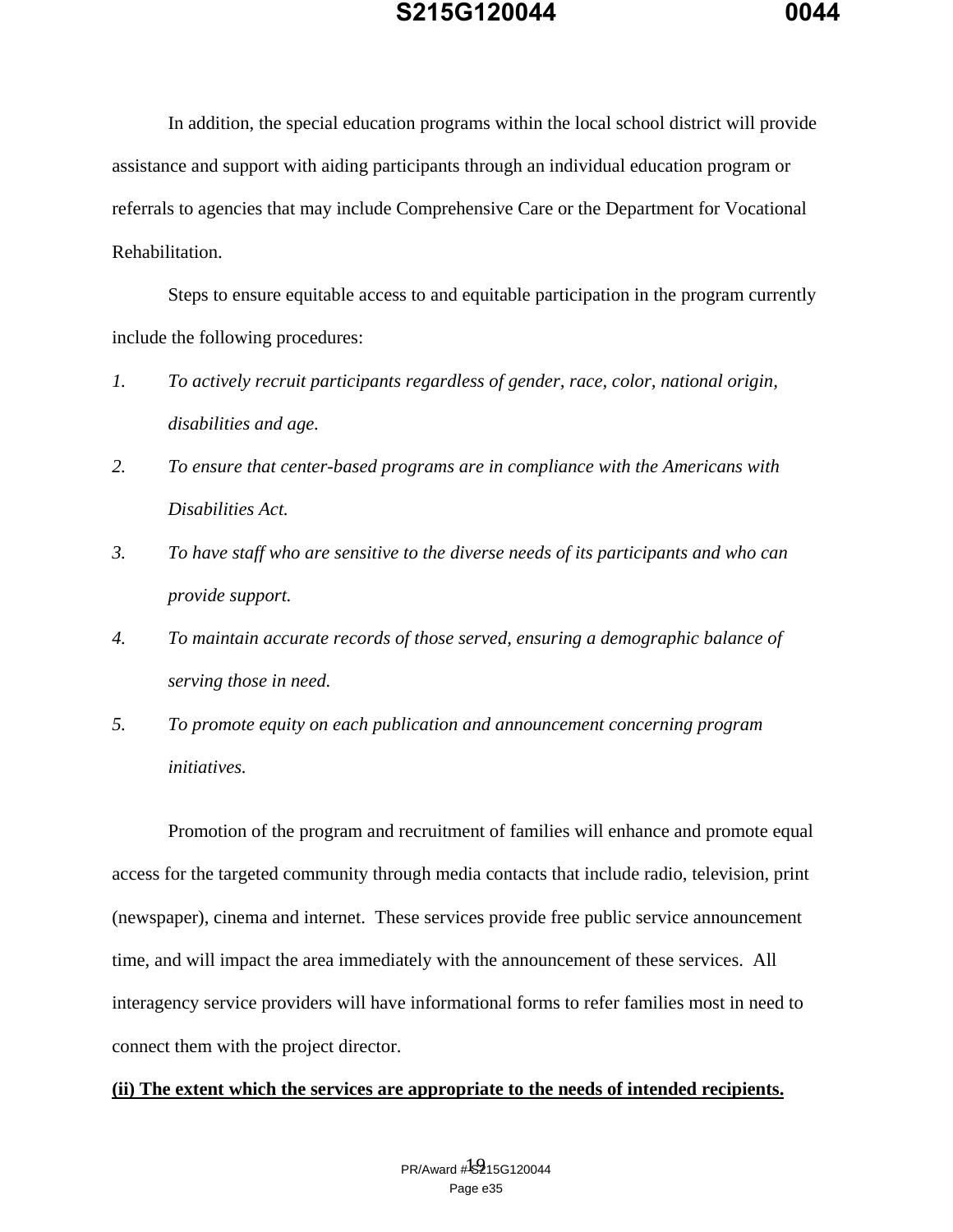In addition, the special education programs within the local school district will provide assistance and support with aiding participants through an individual education program or referrals to agencies that may include Comprehensive Care or the Department for Vocational Rehabilitation.

Steps to ensure equitable access to and equitable participation in the program currently include the following procedures:

1. *To actively recruit participants regardless of gender, race, color, national origin, disabilities and age.*
2. *To ensure that center-based programs are in compliance with the Americans with Disabilities Act.*
3. *To have staff who are sensitive to the diverse needs of its participants and who can provide support.*
4. *To maintain accurate records of those served, ensuring a demographic balance of serving those in need.*
5. *To promote equity on each publication and announcement concerning program initiatives.*

Promotion of the program and recruitment of families will enhance and promote equal access for the targeted community through media contacts that include radio, television, print (newspaper), cinema and internet. These services provide free public service announcement time, and will impact the area immediately with the announcement of these services. All interagency service providers will have informational forms to refer families most in need to connect them with the project director.

**(ii) The extent which the services are appropriate to the needs of intended recipients.**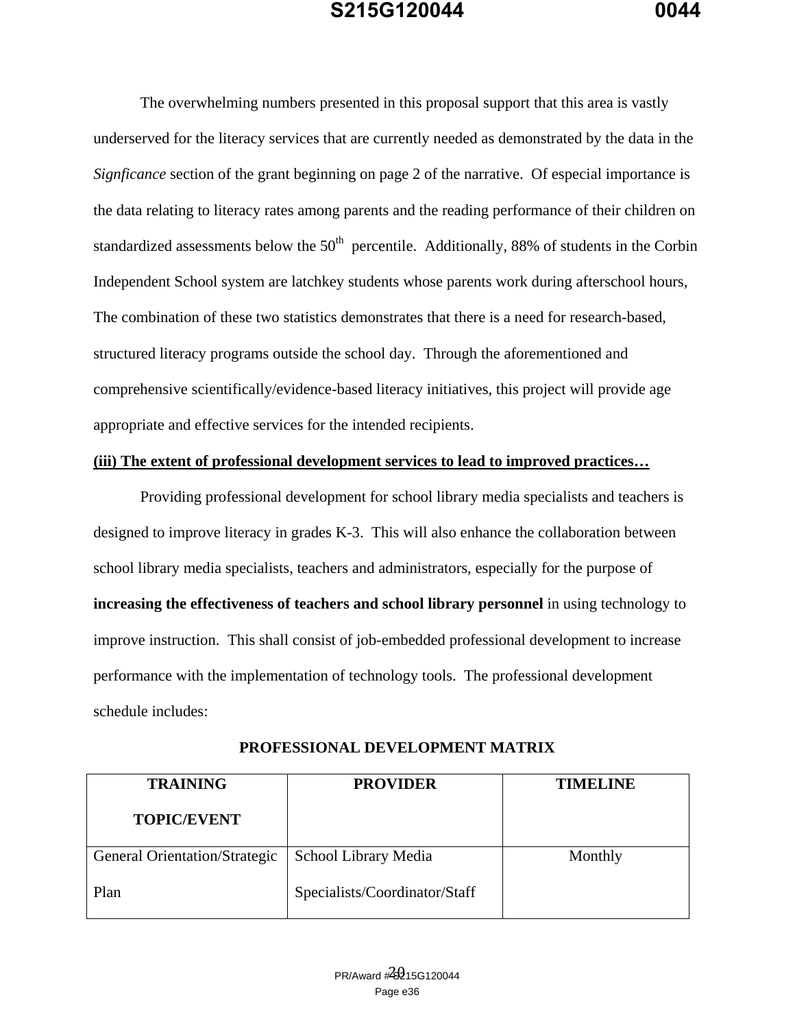The overwhelming numbers presented in this proposal support that this area is vastly underserved for the literacy services that are currently needed as demonstrated by the data in the *Signficance* section of the grant beginning on page 2 of the narrative. Of especial importance is the data relating to literacy rates among parents and the reading performance of their children on standardized assessments below the 50th percentile. Additionally, 88% of students in the Corbin Independent School system are latchkey students whose parents work during afterschool hours, The combination of these two statistics demonstrates that there is a need for research-based, structured literacy programs outside the school day. Through the aforementioned and comprehensive scientifically/evidence-based literacy initiatives, this project will provide age appropriate and effective services for the intended recipients.

**(iii) The extent of professional development services to lead to improved practices…**

Providing professional development for school library media specialists and teachers is designed to improve literacy in grades K-3. This will also enhance the collaboration between school library media specialists, teachers and administrators, especially for the purpose of **increasing the effectiveness of teachers and school library personnel** in using technology to improve instruction. This shall consist of job-embedded professional development to increase performance with the implementation of technology tools. The professional development schedule includes:

**PROFESSIONAL DEVELOPMENT MATRIX**

| TRAINING TOPIC/EVENT | PROVIDER | TIMELINE |
|---|---|---|
| General Orientation/Strategic Plan | School Library Media Specialists/Coordinator/Staff | Monthly |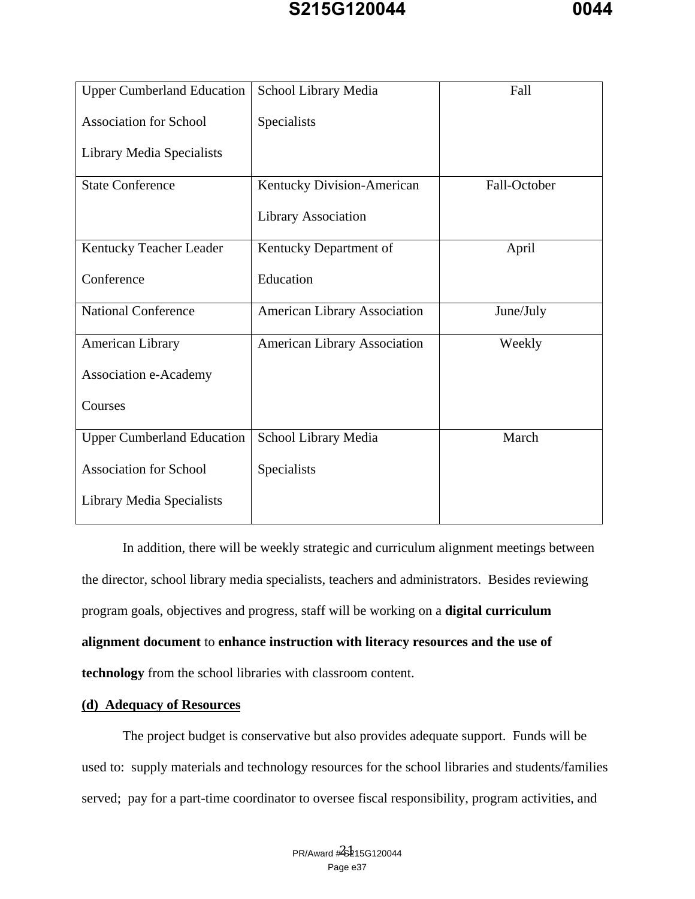| Upper Cumberland Education Association for School Library Media Specialists | School Library Media Specialists | Fall |
|---|---|---|
| State Conference | Kentucky Division-American Library Association | Fall-October |
| Kentucky Teacher Leader Conference | Kentucky Department of Education | April |
| National Conference | American Library Association | June/July |
| American Library Association e-Academy Courses | American Library Association | Weekly |
| Upper Cumberland Education Association for School Library Media Specialists | School Library Media Specialists | March |

In addition, there will be weekly strategic and curriculum alignment meetings between the director, school library media specialists, teachers and administrators. Besides reviewing program goals, objectives and progress, staff will be working on a **digital curriculum alignment document** to **enhance instruction with literacy resources and the use of technology** from the school libraries with classroom content.

**(d) Adequacy of Resources**

The project budget is conservative but also provides adequate support. Funds will be used to: supply materials and technology resources for the school libraries and students/families served; pay for a part-time coordinator to oversee fiscal responsibility, program activities, and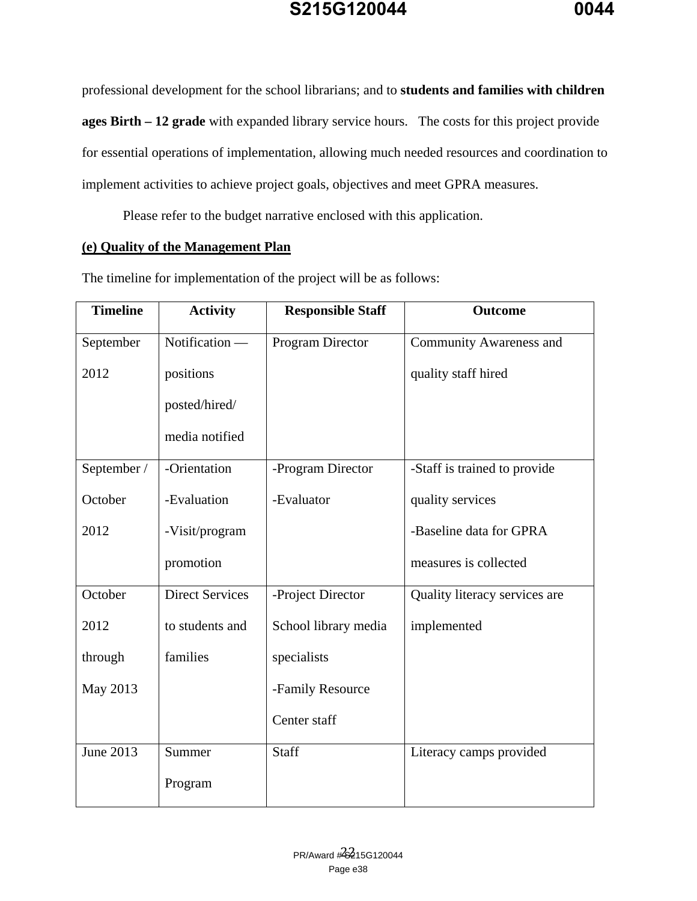professional development for the school librarians; and to **students and families with children ages Birth – 12 grade** with expanded library service hours. The costs for this project provide for essential operations of implementation, allowing much needed resources and coordination to implement activities to achieve project goals, objectives and meet GPRA measures.

Please refer to the budget narrative enclosed with this application.

**(e) Quality of the Management Plan**

The timeline for implementation of the project will be as follows:

| Timeline | Activity | Responsible Staff | Outcome |
|---|---|---|---|
| September 2012 | Notification — positions posted/hired/ media notified | Program Director | Community Awareness and quality staff hired |
| September / October 2012 | -Orientation<br>-Evaluation<br>-Visit/program promotion | -Program Director<br>-Evaluator | -Staff is trained to provide quality services<br>-Baseline data for GPRA measures is collected |
| October 2012 through May 2013 | Direct Services to students and families | -Project Director<br>School library media specialists<br>-Family Resource Center staff | Quality literacy services are implemented |
| June 2013 | Summer Program | Staff | Literacy camps provided |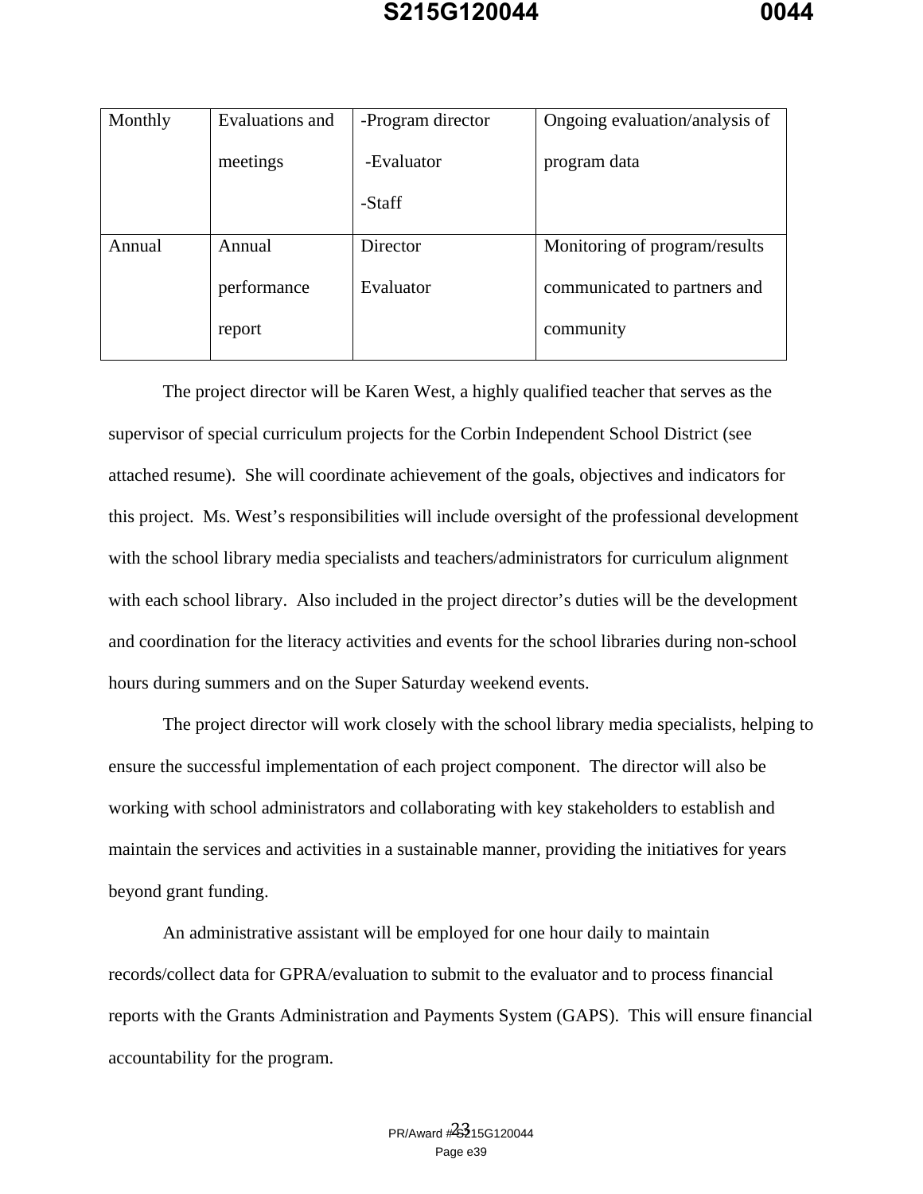| Monthly | Evaluations and meetings | -Program director<br>-Evaluator<br>-Staff | Ongoing evaluation/analysis of program data |
|---|---|---|---|
| Annual | Annual performance report | Director<br>Evaluator | Monitoring of program/results communicated to partners and community |

The project director will be Karen West, a highly qualified teacher that serves as the supervisor of special curriculum projects for the Corbin Independent School District (see attached resume). She will coordinate achievement of the goals, objectives and indicators for this project. Ms. West's responsibilities will include oversight of the professional development with the school library media specialists and teachers/administrators for curriculum alignment with each school library. Also included in the project director's duties will be the development and coordination for the literacy activities and events for the school libraries during non-school hours during summers and on the Super Saturday weekend events.

The project director will work closely with the school library media specialists, helping to ensure the successful implementation of each project component. The director will also be working with school administrators and collaborating with key stakeholders to establish and maintain the services and activities in a sustainable manner, providing the initiatives for years beyond grant funding.

An administrative assistant will be employed for one hour daily to maintain records/collect data for GPRA/evaluation to submit to the evaluator and to process financial reports with the Grants Administration and Payments System (GAPS). This will ensure financial accountability for the program.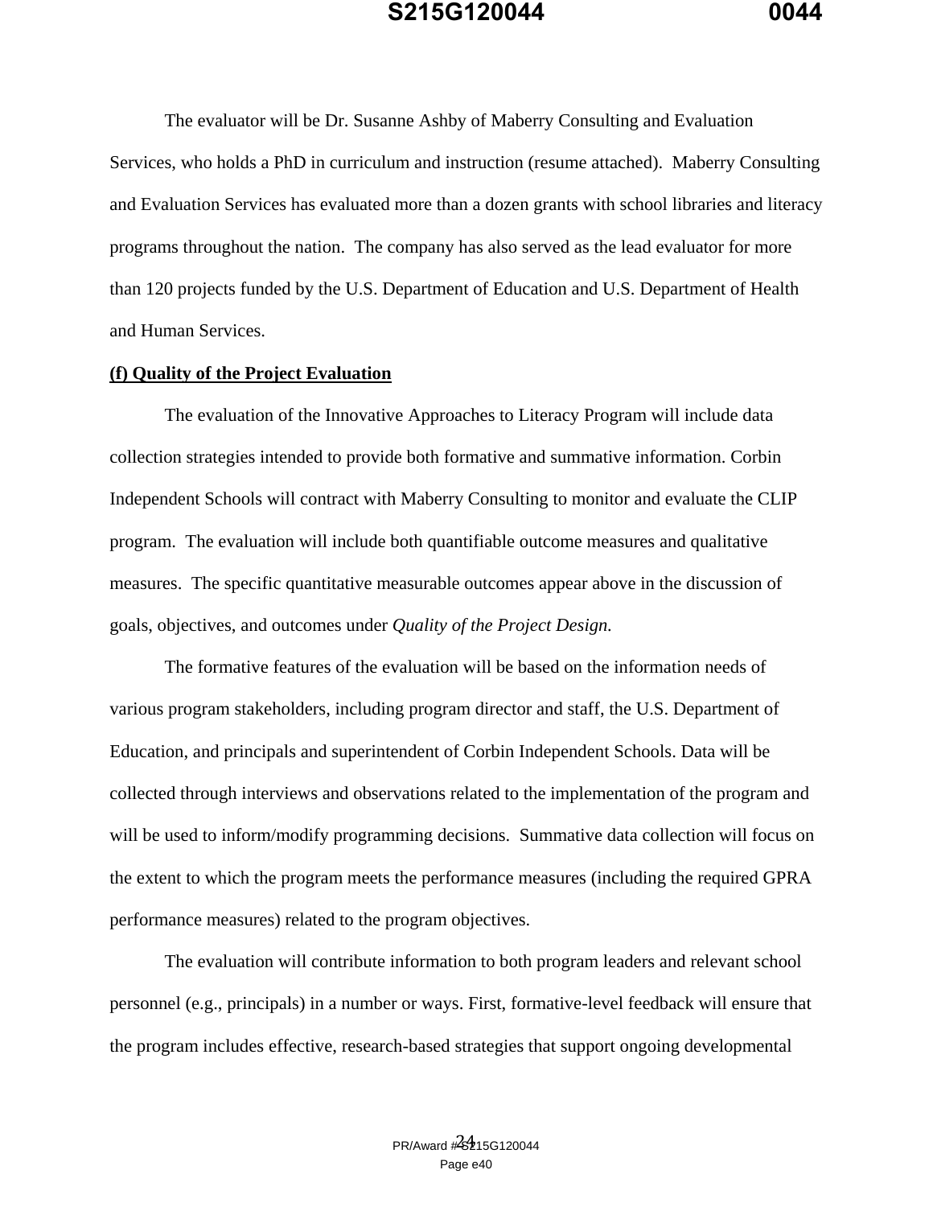The evaluator will be Dr. Susanne Ashby of Maberry Consulting and Evaluation Services, who holds a PhD in curriculum and instruction (resume attached). Maberry Consulting and Evaluation Services has evaluated more than a dozen grants with school libraries and literacy programs throughout the nation. The company has also served as the lead evaluator for more than 120 projects funded by the U.S. Department of Education and U.S. Department of Health and Human Services.

**(f) Quality of the Project Evaluation**

The evaluation of the Innovative Approaches to Literacy Program will include data collection strategies intended to provide both formative and summative information. Corbin Independent Schools will contract with Maberry Consulting to monitor and evaluate the CLIP program. The evaluation will include both quantifiable outcome measures and qualitative measures. The specific quantitative measurable outcomes appear above in the discussion of goals, objectives, and outcomes under *Quality of the Project Design.*

The formative features of the evaluation will be based on the information needs of various program stakeholders, including program director and staff, the U.S. Department of Education, and principals and superintendent of Corbin Independent Schools. Data will be collected through interviews and observations related to the implementation of the program and will be used to inform/modify programming decisions. Summative data collection will focus on the extent to which the program meets the performance measures (including the required GPRA performance measures) related to the program objectives.

The evaluation will contribute information to both program leaders and relevant school personnel (e.g., principals) in a number or ways. First, formative-level feedback will ensure that the program includes effective, research-based strategies that support ongoing developmental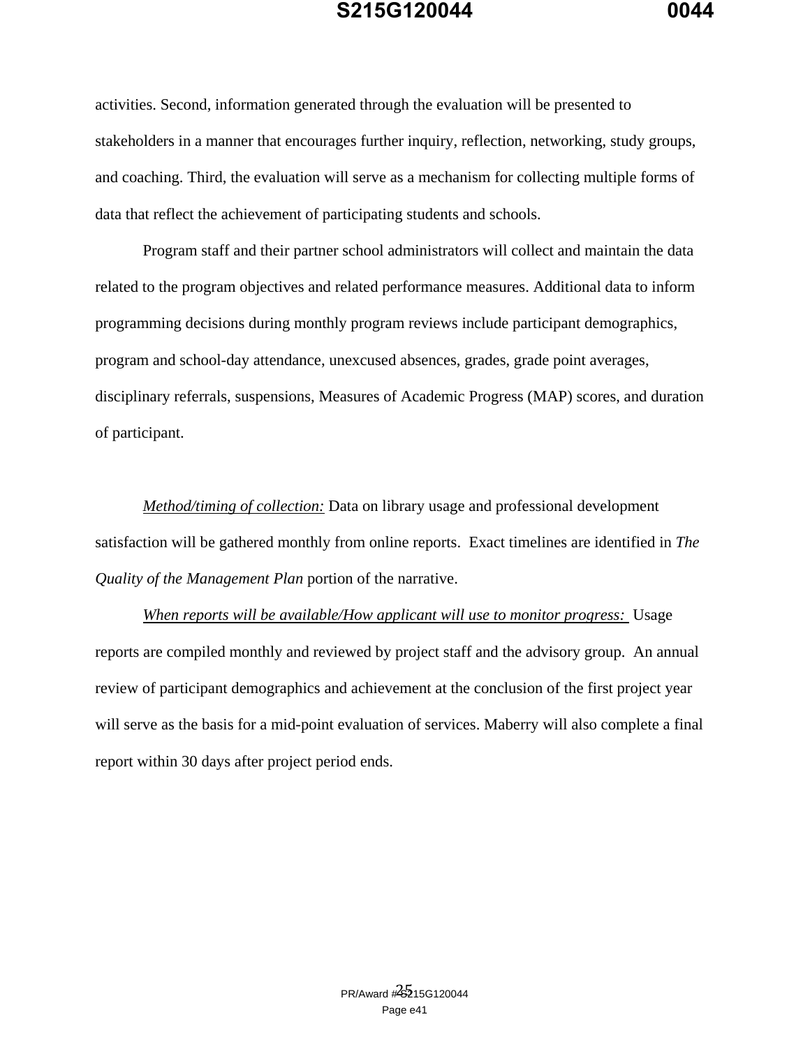activities. Second, information generated through the evaluation will be presented to stakeholders in a manner that encourages further inquiry, reflection, networking, study groups, and coaching. Third, the evaluation will serve as a mechanism for collecting multiple forms of data that reflect the achievement of participating students and schools.

Program staff and their partner school administrators will collect and maintain the data related to the program objectives and related performance measures. Additional data to inform programming decisions during monthly program reviews include participant demographics, program and school-day attendance, unexcused absences, grades, grade point averages, disciplinary referrals, suspensions, Measures of Academic Progress (MAP) scores, and duration of participant.

*Method/timing of collection:* Data on library usage and professional development satisfaction will be gathered monthly from online reports. Exact timelines are identified in *The Quality of the Management Plan* portion of the narrative.

*When reports will be available/How applicant will use to monitor progress:* Usage reports are compiled monthly and reviewed by project staff and the advisory group. An annual review of participant demographics and achievement at the conclusion of the first project year will serve as the basis for a mid-point evaluation of services. Maberry will also complete a final report within 30 days after project period ends.